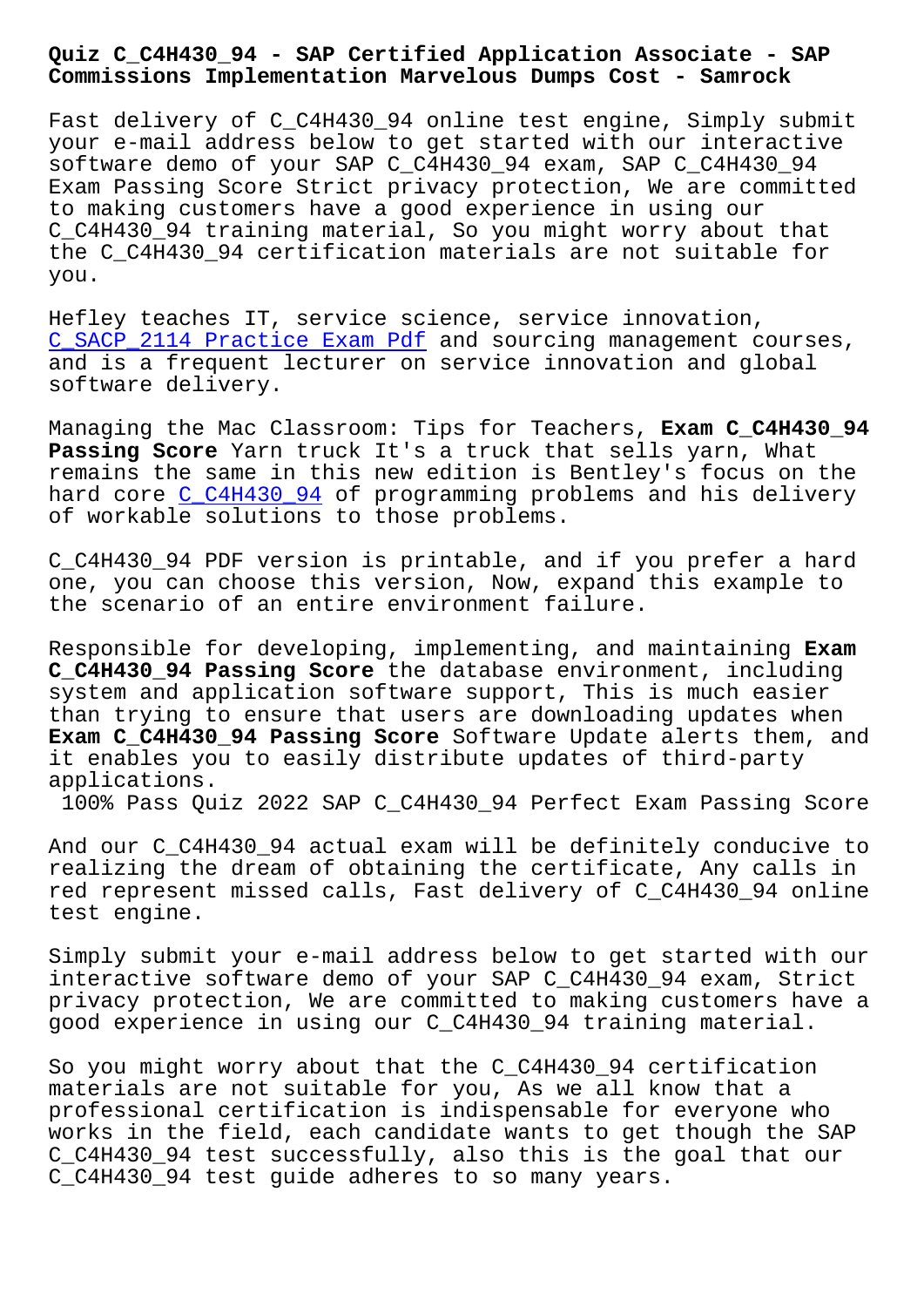# Quiz C_C4H430_94 - SAP Certified Application Associate - SAP Commissions Implementation Marvelous Dumps Cost - Samrock

Fast delivery of C_C4H430_94 online test engine, Simply submit your e-mail address below to get started with our interactive software demo of your SAP C_C4H430_94 exam, SAP C_C4H430_94 Exam Passing Score Strict privacy protection, We are committed to making customers have a good experience in using our C_C4H430_94 training material, So you might worry about that the C_C4H430_94 certification materials are not suitable for you.

Hefley teaches IT, service science, service innovation, C_SACP_2114 Practice Exam Pdf and sourcing management courses, and is a frequent lecturer on service innovation and global software delivery.

Managing the Mac Classroom: Tips for Teachers, **Exam C_C4H430_94 Passing Score** Yarn truck It's a truck that sells yarn, What remains the same in this new edition is Bentley's focus on the hard core C_C4H430_94 of programming problems and his delivery of workable solutions to those problems.

C_C4H430_94 PDF version is printable, and if you prefer a hard one, you can choose this version, Now, expand this example to the scenario of an entire environment failure.

Responsible for developing, implementing, and maintaining **Exam C_C4H430_94 Passing Score** the database environment, including system and application software support, This is much easier than trying to ensure that users are downloading updates when **Exam C_C4H430_94 Passing Score** Software Update alerts them, and it enables you to easily distribute updates of third-party applications.

100% Pass Quiz 2022 SAP C_C4H430_94 Perfect Exam Passing Score

And our C_C4H430_94 actual exam will be definitely conducive to realizing the dream of obtaining the certificate, Any calls in red represent missed calls, Fast delivery of C_C4H430_94 online test engine.

Simply submit your e-mail address below to get started with our interactive software demo of your SAP C_C4H430_94 exam, Strict privacy protection, We are committed to making customers have a good experience in using our C_C4H430_94 training material.

So you might worry about that the C_C4H430_94 certification materials are not suitable for you, As we all know that a professional certification is indispensable for everyone who works in the field, each candidate wants to get though the SAP C_C4H430_94 test successfully, also this is the goal that our C_C4H430_94 test guide adheres to so many years.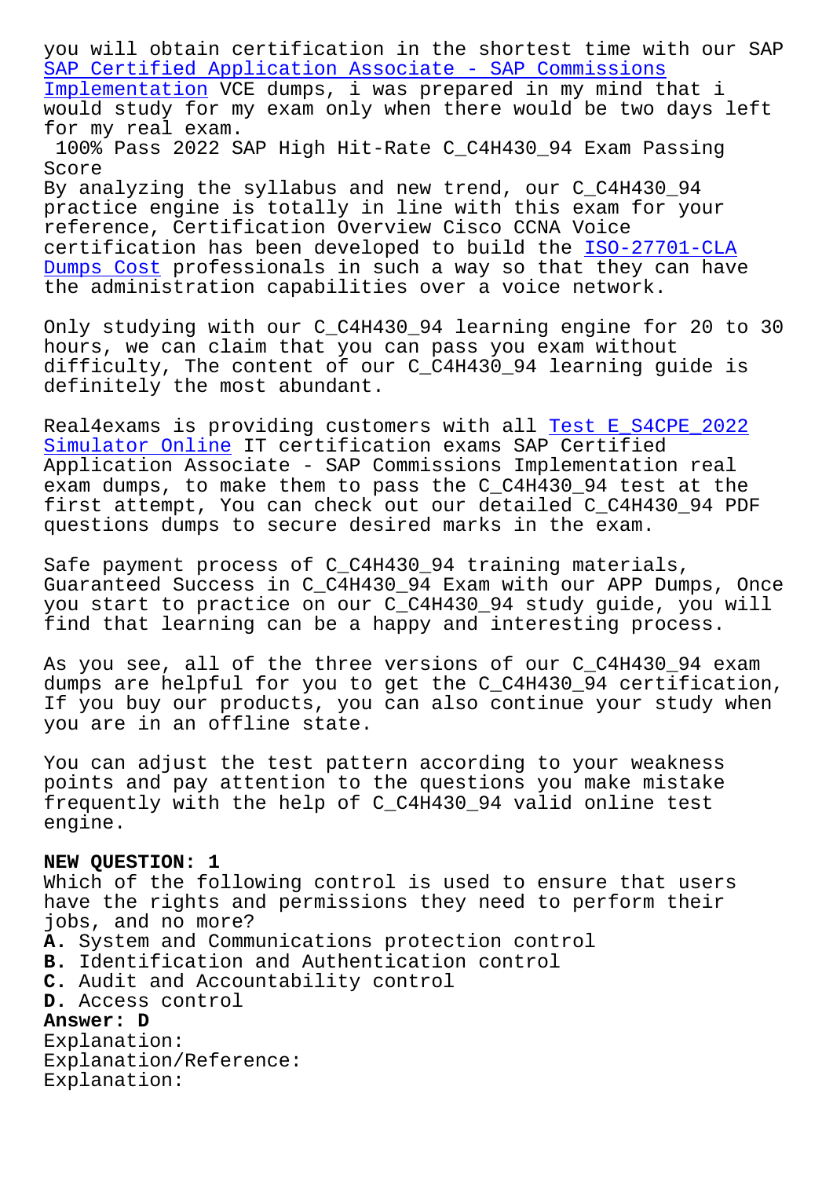you will obtain certification in the shortest time with our SAP SAP Certified Application Associate - SAP Commissions Implementation VCE dumps, i was prepared in my mind that i would study for my exam only when there would be two days left for my real exam.

100% Pass 2022 SAP High Hit-Rate C_C4H430_94 Exam Passing Score

By analyzing the syllabus and new trend, our C_C4H430_94 practice engine is totally in line with this exam for your reference, Certification Overview Cisco CCNA Voice certification has been developed to build the ISO-27701-CLA Dumps Cost professionals in such a way so that they can have the administration capabilities over a voice network.

Only studying with our C_C4H430_94 learning engine for 20 to 30 hours, we can claim that you can pass you exam without difficulty, The content of our C_C4H430_94 learning guide is definitely the most abundant.

Real4exams is providing customers with all Test E_S4CPE_2022 Simulator Online IT certification exams SAP Certified Application Associate - SAP Commissions Implementation real exam dumps, to make them to pass the C_C4H430_94 test at the first attempt, You can check out our detailed C_C4H430_94 PDF questions dumps to secure desired marks in the exam.

Safe payment process of C_C4H430_94 training materials, Guaranteed Success in C_C4H430_94 Exam with our APP Dumps, Once you start to practice on our C_C4H430_94 study guide, you will find that learning can be a happy and interesting process.

As you see, all of the three versions of our C_C4H430_94 exam dumps are helpful for you to get the C_C4H430_94 certification, If you buy our products, you can also continue your study when you are in an offline state.

You can adjust the test pattern according to your weakness points and pay attention to the questions you make mistake frequently with the help of C_C4H430_94 valid online test engine.

**NEW QUESTION: 1**
Which of the following control is used to ensure that users have the rights and permissions they need to perform their jobs, and no more?
**A.** System and Communications protection control
**B.** Identification and Authentication control
**C.** Audit and Accountability control
**D.** Access control
**Answer: D**
Explanation:
Explanation/Reference:
Explanation: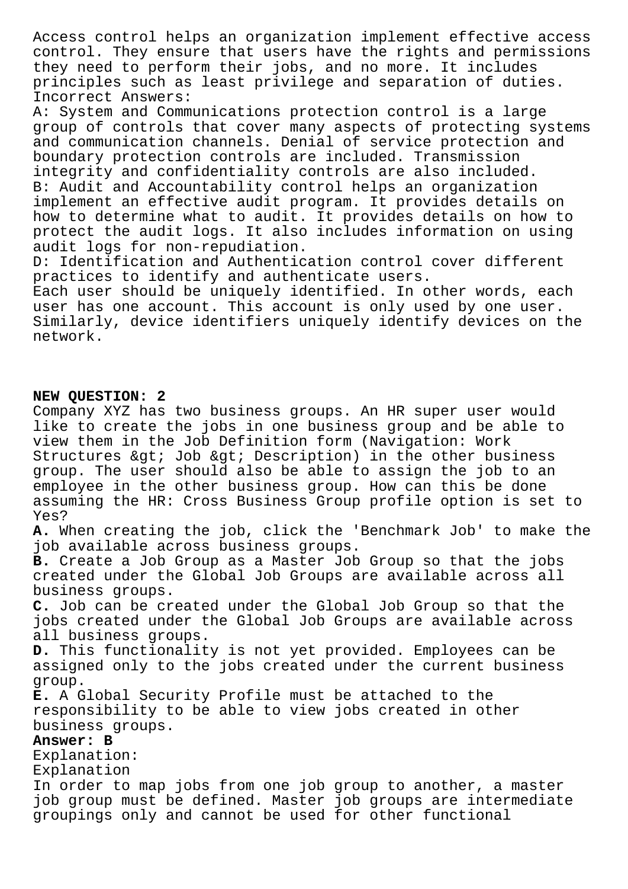Access control helps an organization implement effective access control. They ensure that users have the rights and permissions they need to perform their jobs, and no more. It includes principles such as least privilege and separation of duties.
Incorrect Answers:
A: System and Communications protection control is a large group of controls that cover many aspects of protecting systems and communication channels. Denial of service protection and boundary protection controls are included. Transmission integrity and confidentiality controls are also included.
B: Audit and Accountability control helps an organization implement an effective audit program. It provides details on how to determine what to audit. It provides details on how to protect the audit logs. It also includes information on using audit logs for non-repudiation.
D: Identification and Authentication control cover different practices to identify and authenticate users.
Each user should be uniquely identified. In other words, each user has one account. This account is only used by one user. Similarly, device identifiers uniquely identify devices on the network.

**NEW QUESTION: 2**
Company XYZ has two business groups. An HR super user would like to create the jobs in one business group and be able to view them in the Job Definition form (Navigation: Work Structures &gt; Job &gt; Description) in the other business group. The user should also be able to assign the job to an employee in the other business group. How can this be done assuming the HR: Cross Business Group profile option is set to Yes?
**A.** When creating the job, click the 'Benchmark Job' to make the job available across business groups.
**B.** Create a Job Group as a Master Job Group so that the jobs created under the Global Job Groups are available across all business groups.
**C.** Job can be created under the Global Job Group so that the jobs created under the Global Job Groups are available across all business groups.
**D.** This functionality is not yet provided. Employees can be assigned only to the jobs created under the current business group.
**E.** A Global Security Profile must be attached to the responsibility to be able to view jobs created in other business groups.
**Answer: B**
Explanation:
Explanation
In order to map jobs from one job group to another, a master job group must be defined. Master job groups are intermediate groupings only and cannot be used for other functional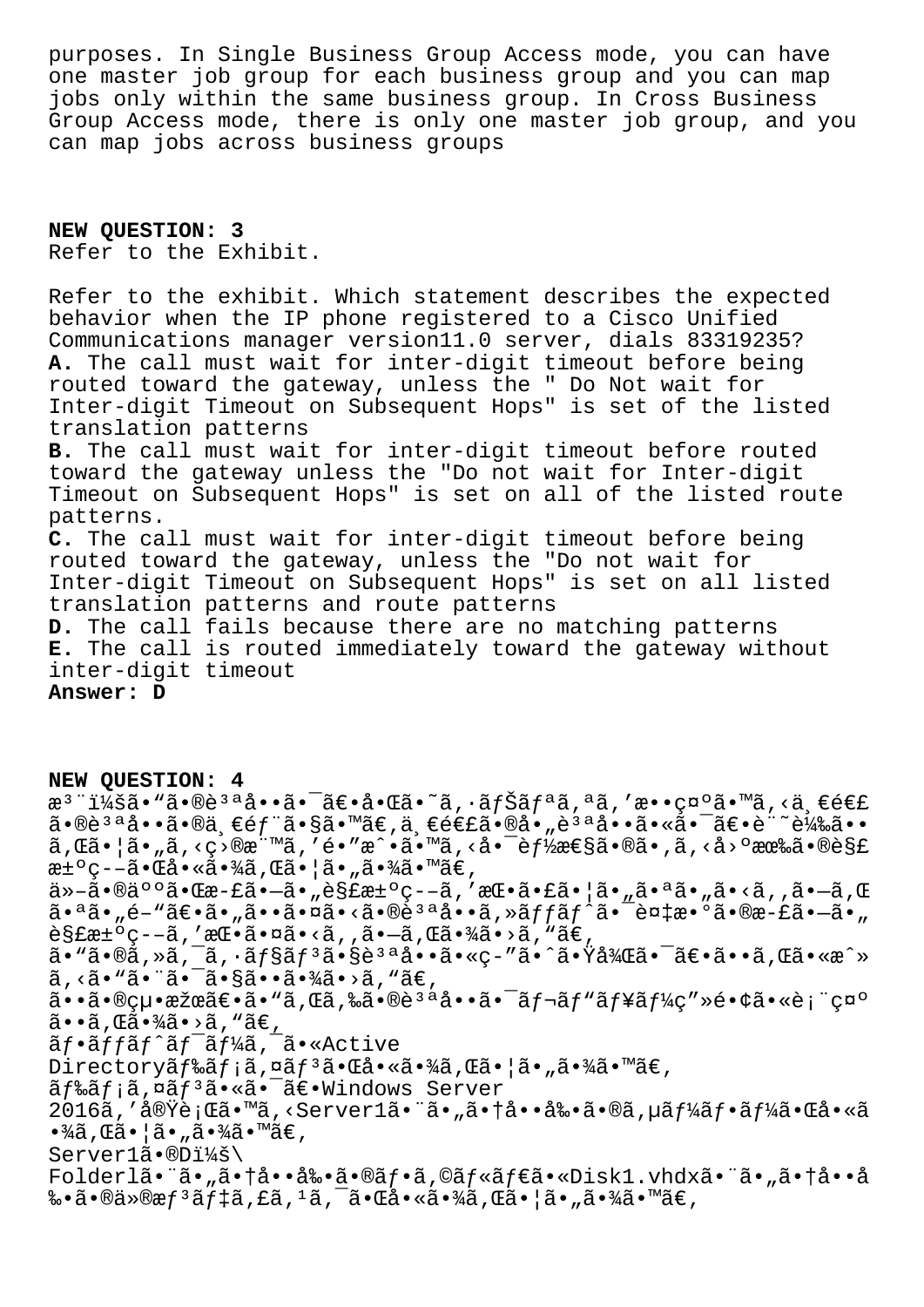purposes. In Single Business Group Access mode, you can have one master job group for each business group and you can map jobs only within the same business group. In Cross Business Group Access mode, there is only one master job group, and you can map jobs across business groups

**NEW QUESTION: 3**
Refer to the Exhibit.

Refer to the exhibit. Which statement describes the expected behavior when the IP phone registered to a Cisco Unified Communications manager version11.0 server, dials 83319235?
**A.** The call must wait for inter-digit timeout before being routed toward the gateway, unless the " Do Not wait for Inter-digit Timeout on Subsequent Hops" is set of the listed translation patterns
**B.** The call must wait for inter-digit timeout before routed toward the gateway unless the "Do not wait for Inter-digit Timeout on Subsequent Hops" is set on all of the listed route patterns.
**C.** The call must wait for inter-digit timeout before being routed toward the gateway, unless the "Do not wait for Inter-digit Timeout on Subsequent Hops" is set on all listed translation patterns and route patterns
**D.** The call fails because there are no matching patterns
**E.** The call is routed immediately toward the gateway without inter-digit timeout
**Answer: D**

**NEW QUESTION: 4**
æ³¨ï¼šã•"ã•®è³ªå••ã•¯ã€•å•Œã•˜ã,·ãƒŠãƒªã,ªã,'æ••ç¤ºã•™ã,<ä¸€é€£ã•®è³ªå••ã•®ä¸€éƒ¨ã•§ã•™ã€,ä¸€é€£ã•®å•"è³ªå••ã•«ã•¯ã€•è¨˜è¼‰ã••ã,Œã•¦ã•"ã,<ç›®æ¨™ã,'é•"æˆ•ã•™ã,<å•¯èƒ½æ€§ã•®ã•,ã,<å›ºæœ‰ã•®è§£æ±ºç--ã•Œå•«ã•¾ã,Œã•¦ã•"ã•¾ã•™ã€,
ä»-ã•®äººã•Œæ-£ã•—ã•"è§£æ±ºç--ã,'æŒ•ã•£ã•¦ã•"ã•ªã•"ã•<ã,,ã•—ã,Œã•ªã•"é-"ã€•ã•"ã••ã•¤ã•<ã•®è³ªå••ã,»ãƒƒãƒˆã•¯è¤‡æ•°ã•®æ-£ã•—ã•"è§£æ±ºç--ã,'æŒ•ã•¤ã•<ã,,ã•—ã,Œã•¾ã•>ã,"ã€,
ã•"ã•®ã,»ã,¯ã,·ãƒ§ãƒ³ã•§è³ªå••ã•«ç-"ã•ˆã•Ÿå¾Œã•¯ã€•ã••ã,Œã•«æˆ»ã,<ã•"ã•¨ã•¯ã•§ã••ã•¾ã•>ã,"ã€,
ã••ã•®çµ•æžœã€•ã•"ã,Œã,‰ã•®è³ªå••ã•¯ãƒ¬ãƒ"ãƒ¥ãƒ¼ç"»é•¢ã•«è¡¨ç¤ºã••ã,Œã•¾ã•>ã,"ã€,
ãƒ•ãƒƒãƒˆãƒ¯ãƒ¼ã,¯ã•«Active Directoryãƒ‰ãƒ¡ã,¤ãƒ³ã•Œå•«ã•¾ã,Œã•¦ã•"ã•¾ã•™ã€,
ãƒ‰ãƒ¡ã,¤ãƒ³ã•«ã•¯ã€•Windows Server 2016ã,'å®Ÿè¡Œã•™ã,<Server1ã•¨ã•"ã•†å••å‰•ã•®ã,µãƒ¼ãƒ•ãƒ¼ã•Œå•«ã•¾ã,Œã•¦ã•"ã•¾ã•™ã€,
Server1ã•®Dï¼š\
Folder1ã•¨ã•"ã•†å••å‰•ã•®ãƒ•ã,©ãƒ«ãƒ€ã•«Disk1.vhdxã•¨ã•"ã•†å••å‰•ã•®ä»®æƒ³ãƒ‡ã,£ã,¹ã,¯ã•Œå•«ã•¾ã,Œã•¦ã•"ã•¾ã•™ã€,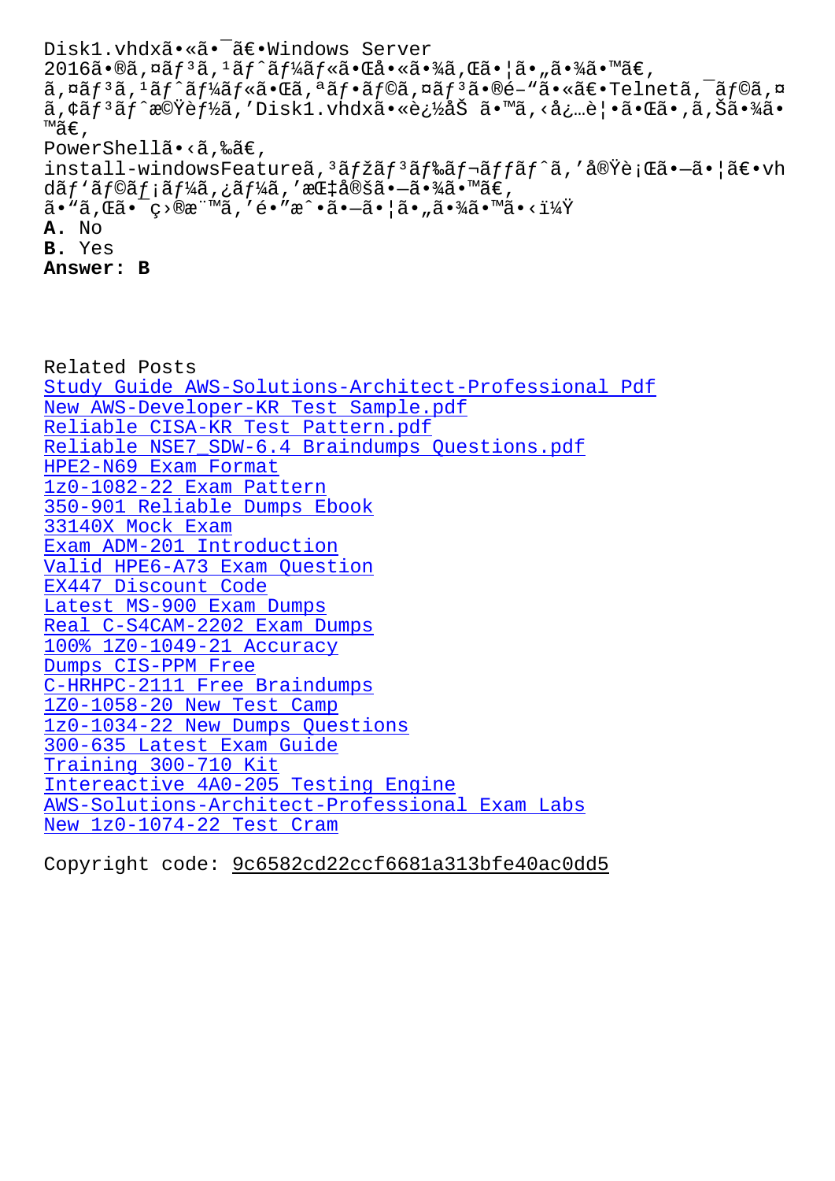Disk1.vhdxã•«ã•¯ã€•Windows Server
2016ã•®ã‚¤ãƒ³ã‚¹ãƒˆãƒ¼ãƒ«ã•Œå•«ã•¾ã‚Œã•¦ã•„ã•¾ã•™ã€‚
ã‚¤ãƒ³ã‚¹ãƒˆãƒ¼ãƒ«ã•Œã‚ªãƒ•ãƒ©ã‚¤ãƒ³ã•®é–“ã•«ã€•Telnetã‚¯ãƒ©ã‚¤ã‚¢ãƒ³ãƒˆæ©Ÿèƒ½ã‚'Disk1.vhdxã•«è¿½åŠ ã•™ã‚‹å¿…è¦•ã•Œã•‚ã‚Šã•¾ã•™ã€‚
PowerShellã•‹ã‚‰ã€
install-windowsFeatureã‚³ãƒžãƒ³ãƒ‰ãƒ¬ãƒƒãƒˆã‚'å®Ÿè¡Œã•—ã•¦ã€•vhdãƒ'ãƒ©ãƒ¡ãƒ¼ã‚¿ãƒ¼ã‚'æŒ‡å®šã•—ã•¾ã•™ã€‚
ã•"ã‚Œã•¯ç›®æ¨™ã‚'é•"æˆ•ã•—ã•¦ã•„ã•¾ã•™ã•‹ï¼Ÿ

**A.** No
**B.** Yes

**Answer: B**

Related Posts
Study Guide AWS-Solutions-Architect-Professional Pdf
New AWS-Developer-KR Test Sample.pdf
Reliable CISA-KR Test Pattern.pdf
Reliable NSE7_SDW-6.4 Braindumps Questions.pdf
HPE2-N69 Exam Format
1z0-1082-22 Exam Pattern
350-901 Reliable Dumps Ebook
33140X Mock Exam
Exam ADM-201 Introduction
Valid HPE6-A73 Exam Question
EX447 Discount Code
Latest MS-900 Exam Dumps
Real C-S4CAM-2202 Exam Dumps
100% 1Z0-1049-21 Accuracy
Dumps CIS-PPM Free
C-HRHPC-2111 Free Braindumps
1Z0-1058-20 New Test Camp
1z0-1034-22 New Dumps Questions
300-635 Latest Exam Guide
Training 300-710 Kit
Intereactive 4A0-205 Testing Engine
AWS-Solutions-Architect-Professional Exam Labs
New 1z0-1074-22 Test Cram

Copyright code: 9c6582cd22ccf6681a313bfe40ac0dd5